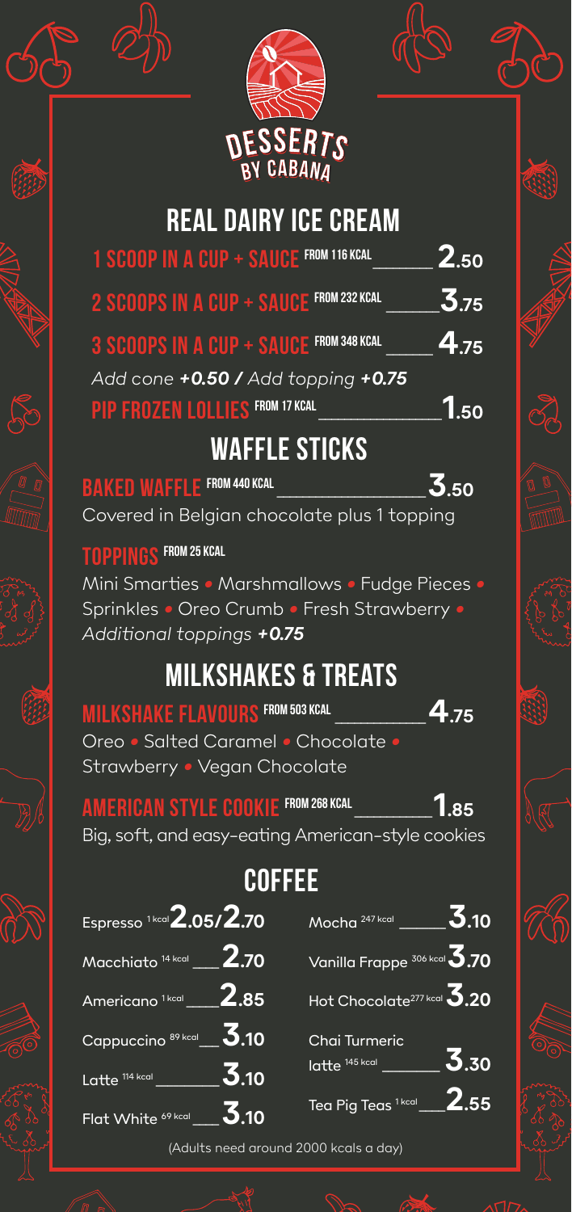# DESSERTS BY CABANA

## REAL DAIRY ICE CREAM

**1 SCOOP IN A CUP + SAUCE** FROM 116 KCAL — **2.50**

**2 SCOOPS IN A CUP + SAUCE** FROM 232 KCAL — **3.75**

**3 SCOOPS IN A CUP + SAUCE** FROM 348 KCAL — **4.75**

*Add cone **+0.50** / Add topping **+0.75***

**PIP FROZEN LOLLIES** FROM 17 KCAL — **1.50**

## WAFFLE STICKS

**BAKED WAFFLE** FROM 440 KCAL — **3.50**

Covered in Belgian chocolate plus 1 topping

**TOPPINGS** FROM 25 KCAL

Mini Smarties • Marshmallows • Fudge Pieces • Sprinkles • Oreo Crumb • Fresh Strawberry •
*Additional toppings **+0.75***

## MILKSHAKES & TREATS

**MILKSHAKE FLAVOURS** FROM 503 KCAL — **4.75**

Oreo • Salted Caramel • Chocolate • Strawberry • Vegan Chocolate

**AMERICAN STYLE COOKIE** FROM 268 KCAL — **1.85**

Big, soft, and easy-eating American-style cookies

## COFFEE

| Item | kcal | Price |
| --- | --- | --- |
| Espresso | 1 kcal | 2.05/2.70 |
| Macchiato | 14 kcal | 2.70 |
| Americano | 1 kcal | 2.85 |
| Cappuccino | 89 kcal | 3.10 |
| Latte | 114 kcal | 3.10 |
| Flat White | 69 kcal | 3.10 |
| Mocha | 247 kcal | 3.10 |
| Vanilla Frappe | 306 kcal | 3.70 |
| Hot Chocolate | 277 kcal | 3.20 |
| Chai Turmeric latte | 145 kcal | 3.30 |
| Tea Pig Teas | 1 kcal | 2.55 |

(Adults need around 2000 kcals a day)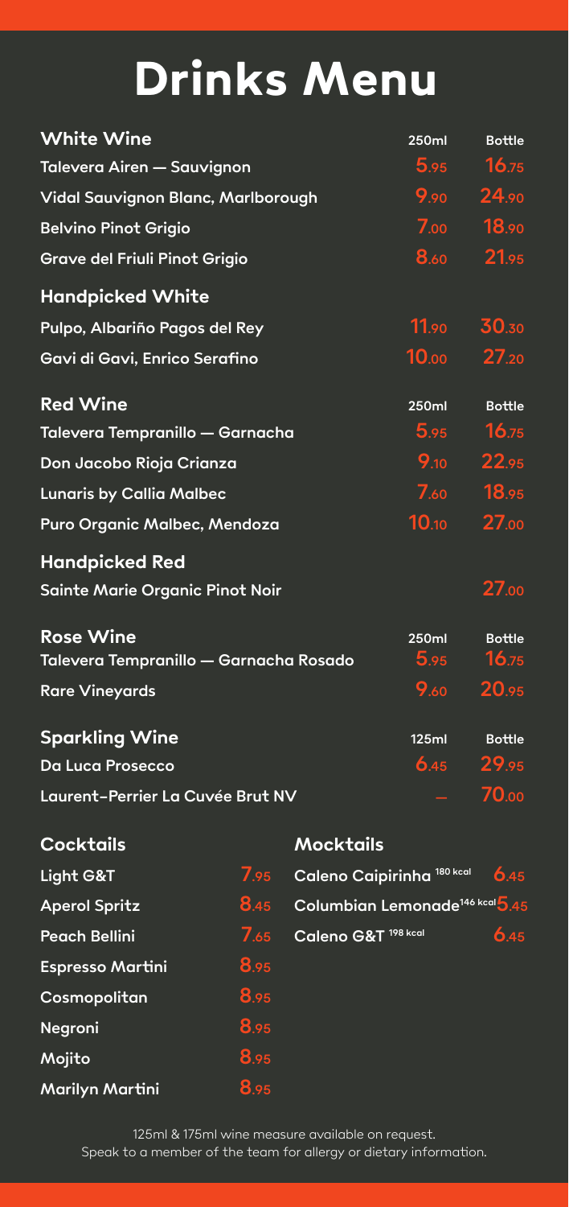# Drinks Menu

| White Wine | 250ml | Bottle |
|---|---|---|
| Talevera Airen — Sauvignon | 5.95 | 16.75 |
| Vidal Sauvignon Blanc, Marlborough | 9.90 | 24.90 |
| Belvino Pinot Grigio | 7.00 | 18.90 |
| Grave del Friuli Pinot Grigio | 8.60 | 21.95 |
| **Handpicked White** | | |
| Pulpo, Albariño Pagos del Rey | 11.90 | 30.30 |
| Gavi di Gavi, Enrico Serafino | 10.00 | 27.20 |

| Red Wine | 250ml | Bottle |
|---|---|---|
| Talevera Tempranillo — Garnacha | 5.95 | 16.75 |
| Don Jacobo Rioja Crianza | 9.10 | 22.95 |
| Lunaris by Callia Malbec | 7.60 | 18.95 |
| Puro Organic Malbec, Mendoza | 10.10 | 27.00 |
| **Handpicked Red** | | |
| Sainte Marie Organic Pinot Noir | | 27.00 |

| Rose Wine | 250ml | Bottle |
|---|---|---|
| Talevera Tempranillo — Garnacha Rosado | 5.95 | 16.75 |
| Rare Vineyards | 9.60 | 20.95 |

| Sparkling Wine | 125ml | Bottle |
|---|---|---|
| Da Luca Prosecco | 6.45 | 29.95 |
| Laurent-Perrier La Cuvée Brut NV | – | 70.00 |

## Cocktails

| | |
|---|---|
| Light G&T | 7.95 |
| Aperol Spritz | 8.45 |
| Peach Bellini | 7.65 |
| Espresso Martini | 8.95 |
| Cosmopolitan | 8.95 |
| Negroni | 8.95 |
| Mojito | 8.95 |
| Marilyn Martini | 8.95 |

## Mocktails

| | |
|---|---|
| Caleno Caipirinha 180 kcal | 6.45 |
| Columbian Lemonade 146 kcal | 5.45 |
| Caleno G&T 198 kcal | 6.45 |

125ml & 175ml wine measure available on request.
Speak to a member of the team for allergy or dietary information.